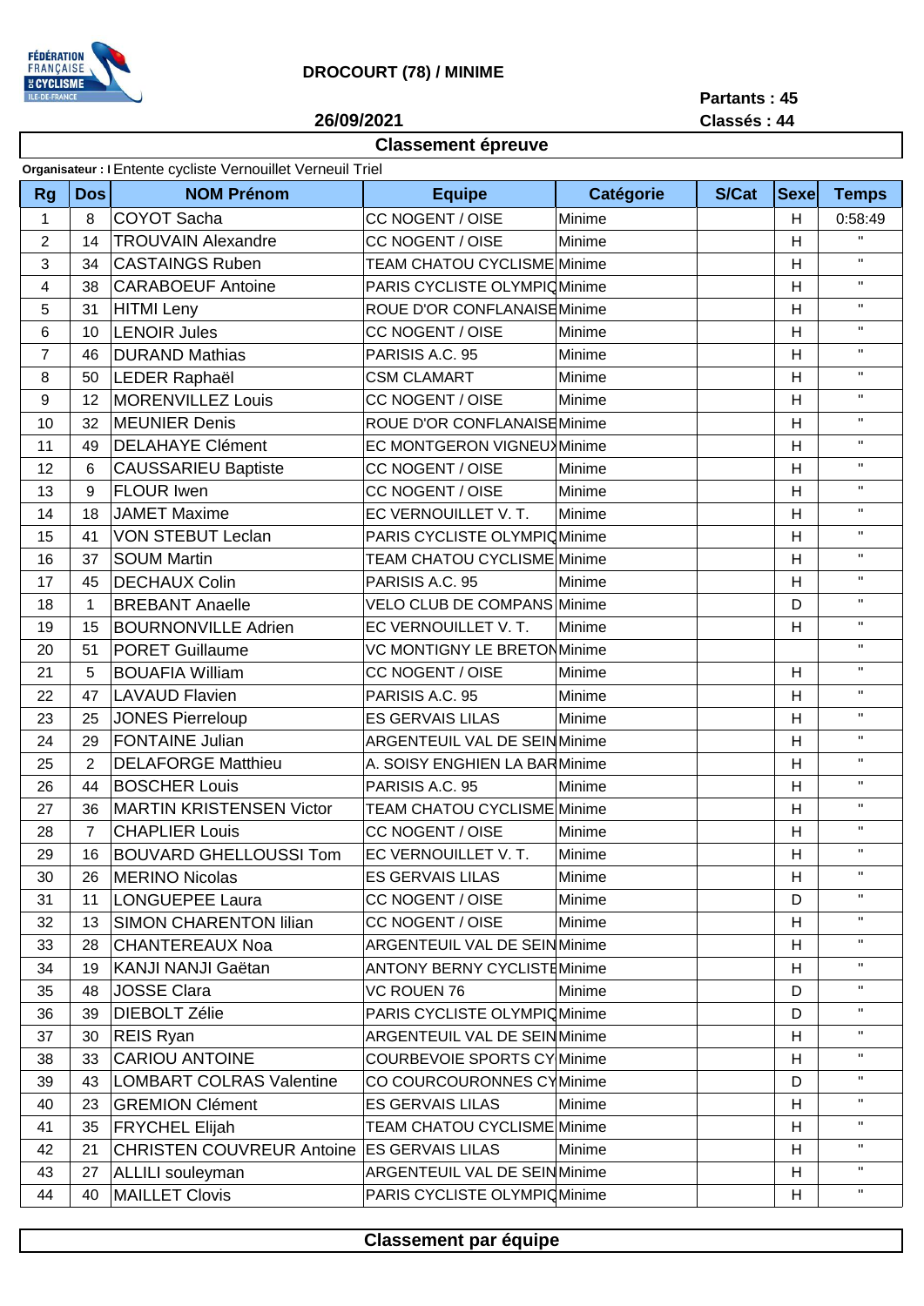# DROCOURT (78) / MINIME

**Partants : 45**
**Classés : 44**

**26/09/2021**

## Classement épreuve

**Organisateur : I** Entente cycliste Vernouillet Verneuil Triel

| Rg | Dos | NOM Prénom | Equipe | Catégorie | S/Cat | Sexe | Temps |
|---|---|---|---|---|---|---|---|
| 1 | 8 | COYOT Sacha | CC NOGENT / OISE | Minime | | H | 0:58:49 |
| 2 | 14 | TROUVAIN Alexandre | CC NOGENT / OISE | Minime | | H | " |
| 3 | 34 | CASTAINGS Ruben | TEAM CHATOU CYCLISME | Minime | | H | " |
| 4 | 38 | CARABOEUF Antoine | PARIS CYCLISTE OLYMPIQ | Minime | | H | " |
| 5 | 31 | HITMI Leny | ROUE D'OR CONFLANAISE | Minime | | H | " |
| 6 | 10 | LENOIR Jules | CC NOGENT / OISE | Minime | | H | " |
| 7 | 46 | DURAND Mathias | PARISIS A.C. 95 | Minime | | H | " |
| 8 | 50 | LEDER Raphaël | CSM CLAMART | Minime | | H | " |
| 9 | 12 | MORENVILLEZ Louis | CC NOGENT / OISE | Minime | | H | " |
| 10 | 32 | MEUNIER Denis | ROUE D'OR CONFLANAISE | Minime | | H | " |
| 11 | 49 | DELAHAYE Clément | EC MONTGERON VIGNEUX | Minime | | H | " |
| 12 | 6 | CAUSSARIEU Baptiste | CC NOGENT / OISE | Minime | | H | " |
| 13 | 9 | FLOUR Iwen | CC NOGENT / OISE | Minime | | H | " |
| 14 | 18 | JAMET Maxime | EC VERNOUILLET V. T. | Minime | | H | " |
| 15 | 41 | VON STEBUT Leclan | PARIS CYCLISTE OLYMPIQ | Minime | | H | " |
| 16 | 37 | SOUM Martin | TEAM CHATOU CYCLISME | Minime | | H | " |
| 17 | 45 | DECHAUX Colin | PARISIS A.C. 95 | Minime | | H | " |
| 18 | 1 | BREBANT Anaelle | VELO CLUB DE COMPANS | Minime | | D | " |
| 19 | 15 | BOURNONVILLE Adrien | EC VERNOUILLET V. T. | Minime | | H | " |
| 20 | 51 | PORET Guillaume | VC MONTIGNY LE BRETON | Minime | | | " |
| 21 | 5 | BOUAFIA William | CC NOGENT / OISE | Minime | | H | " |
| 22 | 47 | LAVAUD Flavien | PARISIS A.C. 95 | Minime | | H | " |
| 23 | 25 | JONES Pierreloup | ES GERVAIS LILAS | Minime | | H | " |
| 24 | 29 | FONTAINE Julian | ARGENTEUIL VAL DE SEIN | Minime | | H | " |
| 25 | 2 | DELAFORGE Matthieu | A. SOISY ENGHIEN LA BAR | Minime | | H | " |
| 26 | 44 | BOSCHER Louis | PARISIS A.C. 95 | Minime | | H | " |
| 27 | 36 | MARTIN KRISTENSEN Victor | TEAM CHATOU CYCLISME | Minime | | H | " |
| 28 | 7 | CHAPLIER Louis | CC NOGENT / OISE | Minime | | H | " |
| 29 | 16 | BOUVARD GHELLOUSSI Tom | EC VERNOUILLET V. T. | Minime | | H | " |
| 30 | 26 | MERINO Nicolas | ES GERVAIS LILAS | Minime | | H | " |
| 31 | 11 | LONGUEPEE Laura | CC NOGENT / OISE | Minime | | D | " |
| 32 | 13 | SIMON CHARENTON lilian | CC NOGENT / OISE | Minime | | H | " |
| 33 | 28 | CHANTEREAUX Noa | ARGENTEUIL VAL DE SEIN | Minime | | H | " |
| 34 | 19 | KANJI NANJI Gaëtan | ANTONY BERNY CYCLISTE | Minime | | H | " |
| 35 | 48 | JOSSE Clara | VC ROUEN 76 | Minime | | D | " |
| 36 | 39 | DIEBOLT Zélie | PARIS CYCLISTE OLYMPIQ | Minime | | D | " |
| 37 | 30 | REIS Ryan | ARGENTEUIL VAL DE SEIN | Minime | | H | " |
| 38 | 33 | CARIOU ANTOINE | COURBEVOIE SPORTS CY | Minime | | H | " |
| 39 | 43 | LOMBART COLRAS Valentine | CO COURCOURONNES CY | Minime | | D | " |
| 40 | 23 | GREMION Clément | ES GERVAIS LILAS | Minime | | H | " |
| 41 | 35 | FRYCHEL Elijah | TEAM CHATOU CYCLISME | Minime | | H | " |
| 42 | 21 | CHRISTEN COUVREUR Antoine | ES GERVAIS LILAS | Minime | | H | " |
| 43 | 27 | ALLILI souleyman | ARGENTEUIL VAL DE SEIN | Minime | | H | " |
| 44 | 40 | MAILLET Clovis | PARIS CYCLISTE OLYMPIQ | Minime | | H | " |

## Classement par équipe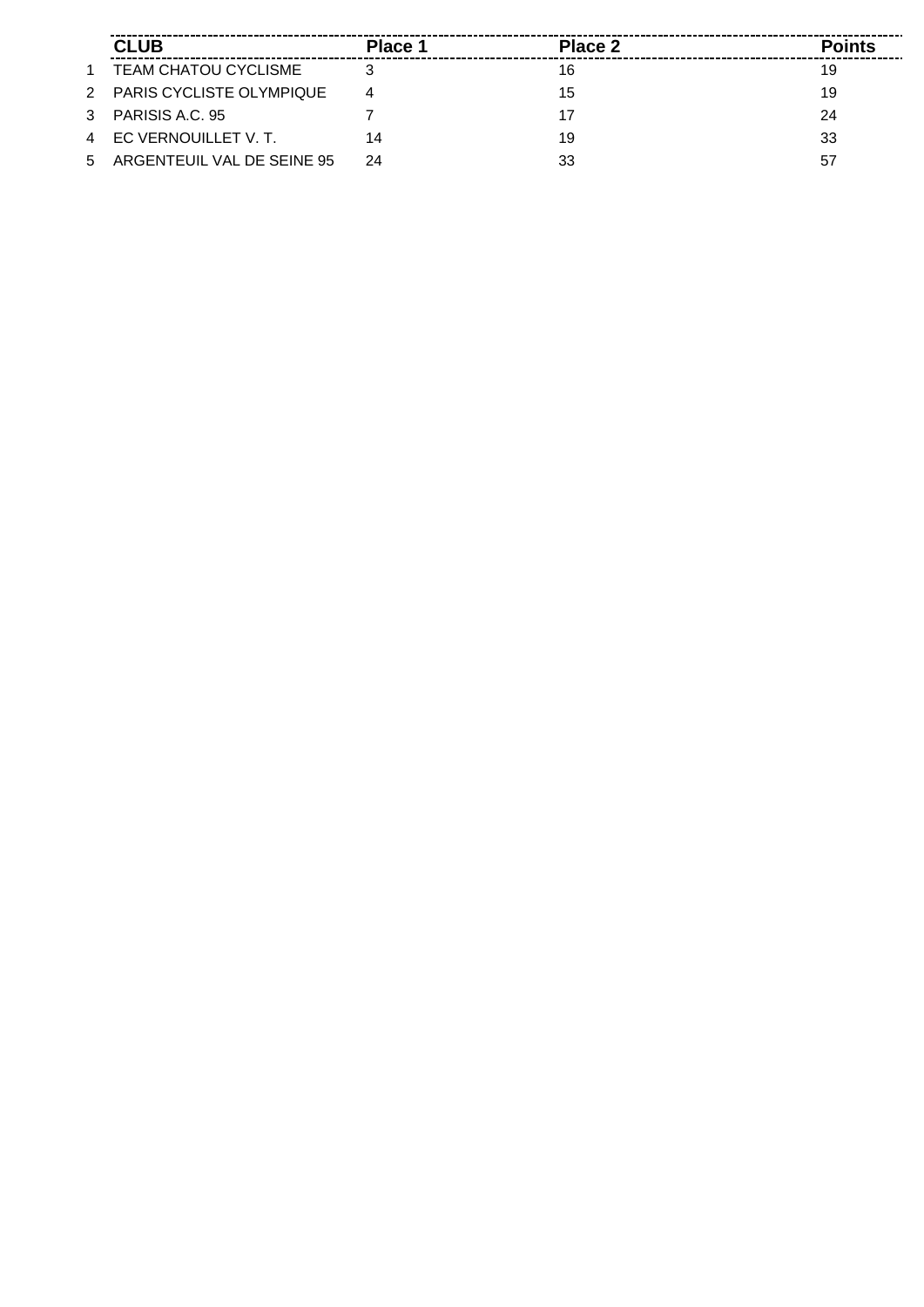| | CLUB | Place 1 | Place 2 | Points |
|---|---|---|---|---|
| 1 | TEAM CHATOU CYCLISME | 3 | 16 | 19 |
| 2 | PARIS CYCLISTE OLYMPIQUE | 4 | 15 | 19 |
| 3 | PARISIS A.C. 95 | 7 | 17 | 24 |
| 4 | EC VERNOUILLET V. T. | 14 | 19 | 33 |
| 5 | ARGENTEUIL VAL DE SEINE 95 | 24 | 33 | 57 |